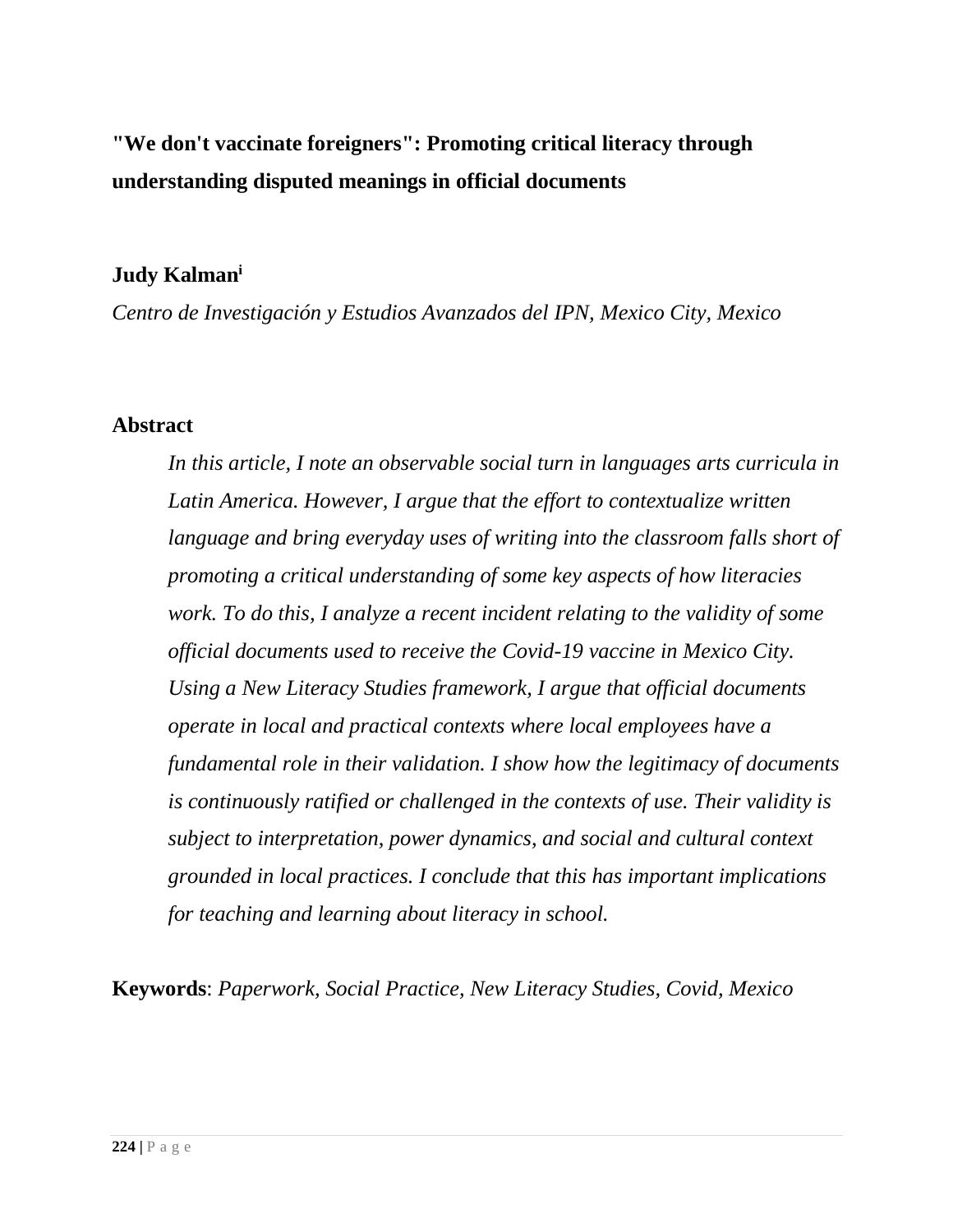# "We don't vaccinate foreigners": Promoting critical literacy through understanding disputed meanings in official documents

**Judy Kalman**[i]

*Centro de Investigación y Estudios Avanzados del IPN, Mexico City, Mexico*

## Abstract

*In this article, I note an observable social turn in languages arts curricula in Latin America. However, I argue that the effort to contextualize written language and bring everyday uses of writing into the classroom falls short of promoting a critical understanding of some key aspects of how literacies work. To do this, I analyze a recent incident relating to the validity of some official documents used to receive the Covid-19 vaccine in Mexico City. Using a New Literacy Studies framework, I argue that official documents operate in local and practical contexts where local employees have a fundamental role in their validation. I show how the legitimacy of documents is continuously ratified or challenged in the contexts of use. Their validity is subject to interpretation, power dynamics, and social and cultural context grounded in local practices. I conclude that this has important implications for teaching and learning about literacy in school.*

**Keywords**: *Paperwork, Social Practice, New Literacy Studies, Covid, Mexico*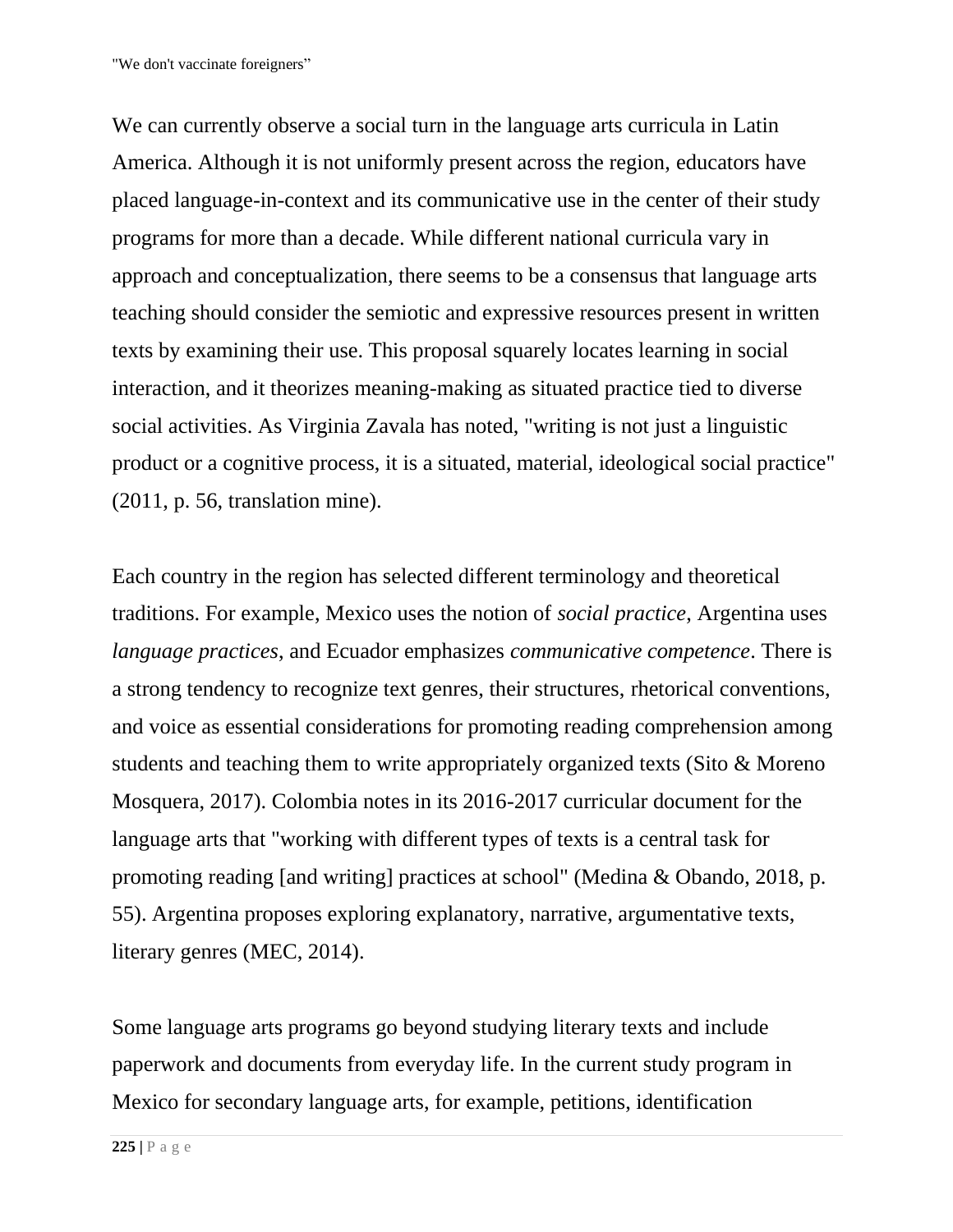We can currently observe a social turn in the language arts curricula in Latin America. Although it is not uniformly present across the region, educators have placed language-in-context and its communicative use in the center of their study programs for more than a decade. While different national curricula vary in approach and conceptualization, there seems to be a consensus that language arts teaching should consider the semiotic and expressive resources present in written texts by examining their use. This proposal squarely locates learning in social interaction, and it theorizes meaning-making as situated practice tied to diverse social activities. As Virginia Zavala has noted, "writing is not just a linguistic product or a cognitive process, it is a situated, material, ideological social practice" (2011, p. 56, translation mine).

Each country in the region has selected different terminology and theoretical traditions. For example, Mexico uses the notion of *social practice*, Argentina uses *language practices*, and Ecuador emphasizes *communicative competence*. There is a strong tendency to recognize text genres, their structures, rhetorical conventions, and voice as essential considerations for promoting reading comprehension among students and teaching them to write appropriately organized texts (Sito & Moreno Mosquera, 2017). Colombia notes in its 2016-2017 curricular document for the language arts that "working with different types of texts is a central task for promoting reading [and writing] practices at school" (Medina & Obando, 2018, p. 55). Argentina proposes exploring explanatory, narrative, argumentative texts, literary genres (MEC, 2014).

Some language arts programs go beyond studying literary texts and include paperwork and documents from everyday life. In the current study program in Mexico for secondary language arts, for example, petitions, identification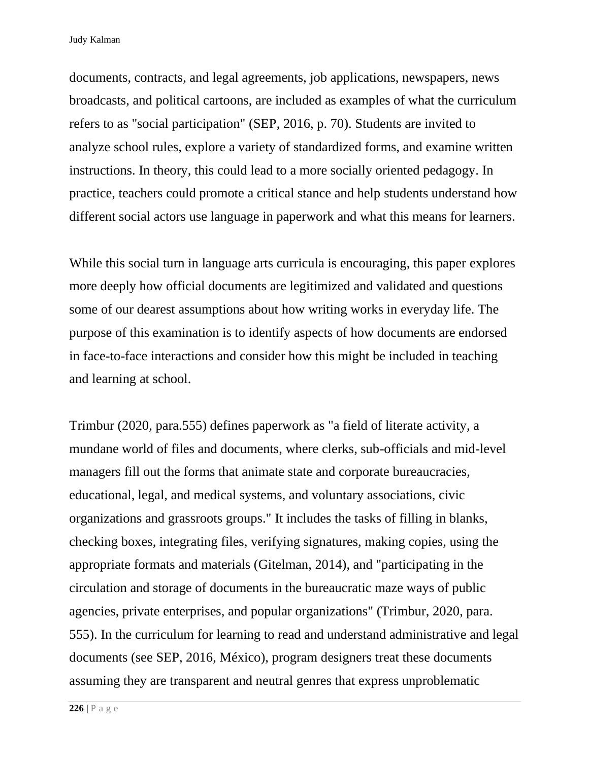documents, contracts, and legal agreements, job applications, newspapers, news broadcasts, and political cartoons, are included as examples of what the curriculum refers to as "social participation" (SEP, 2016, p. 70). Students are invited to analyze school rules, explore a variety of standardized forms, and examine written instructions. In theory, this could lead to a more socially oriented pedagogy. In practice, teachers could promote a critical stance and help students understand how different social actors use language in paperwork and what this means for learners.

While this social turn in language arts curricula is encouraging, this paper explores more deeply how official documents are legitimized and validated and questions some of our dearest assumptions about how writing works in everyday life. The purpose of this examination is to identify aspects of how documents are endorsed in face-to-face interactions and consider how this might be included in teaching and learning at school.

Trimbur (2020, para.555) defines paperwork as "a field of literate activity, a mundane world of files and documents, where clerks, sub-officials and mid-level managers fill out the forms that animate state and corporate bureaucracies, educational, legal, and medical systems, and voluntary associations, civic organizations and grassroots groups." It includes the tasks of filling in blanks, checking boxes, integrating files, verifying signatures, making copies, using the appropriate formats and materials (Gitelman, 2014), and "participating in the circulation and storage of documents in the bureaucratic maze ways of public agencies, private enterprises, and popular organizations" (Trimbur, 2020, para. 555). In the curriculum for learning to read and understand administrative and legal documents (see SEP, 2016, México), program designers treat these documents assuming they are transparent and neutral genres that express unproblematic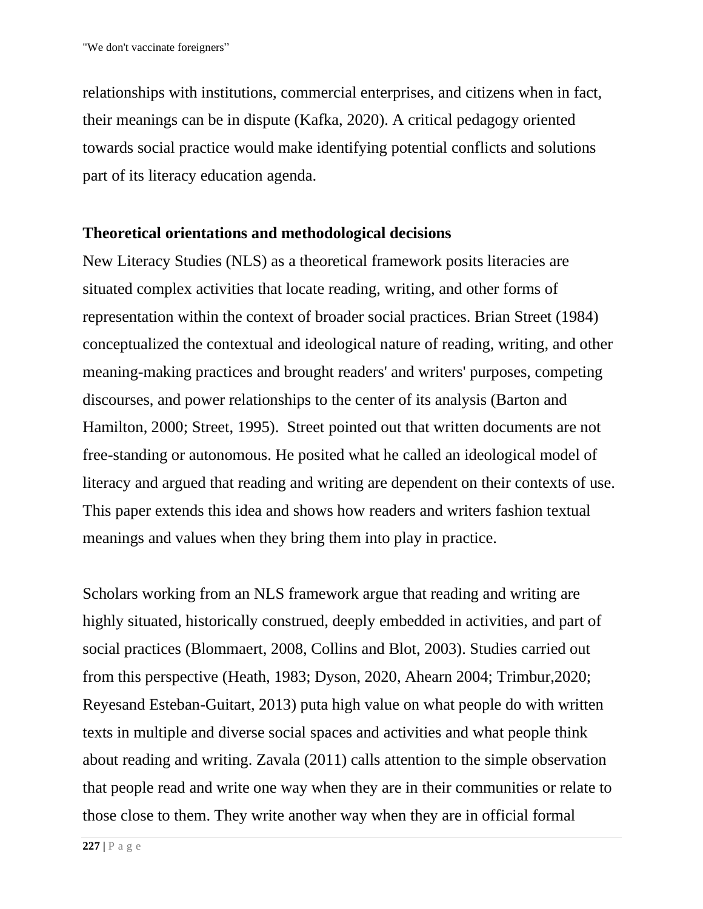relationships with institutions, commercial enterprises, and citizens when in fact, their meanings can be in dispute (Kafka, 2020). A critical pedagogy oriented towards social practice would make identifying potential conflicts and solutions part of its literacy education agenda.

## Theoretical orientations and methodological decisions

New Literacy Studies (NLS) as a theoretical framework posits literacies are situated complex activities that locate reading, writing, and other forms of representation within the context of broader social practices. Brian Street (1984) conceptualized the contextual and ideological nature of reading, writing, and other meaning-making practices and brought readers' and writers' purposes, competing discourses, and power relationships to the center of its analysis (Barton and Hamilton, 2000; Street, 1995). Street pointed out that written documents are not free-standing or autonomous. He posited what he called an ideological model of literacy and argued that reading and writing are dependent on their contexts of use. This paper extends this idea and shows how readers and writers fashion textual meanings and values when they bring them into play in practice.

Scholars working from an NLS framework argue that reading and writing are highly situated, historically construed, deeply embedded in activities, and part of social practices (Blommaert, 2008, Collins and Blot, 2003). Studies carried out from this perspective (Heath, 1983; Dyson, 2020, Ahearn 2004; Trimbur,2020; Reyesand Esteban-Guitart, 2013) puta high value on what people do with written texts in multiple and diverse social spaces and activities and what people think about reading and writing. Zavala (2011) calls attention to the simple observation that people read and write one way when they are in their communities or relate to those close to them. They write another way when they are in official formal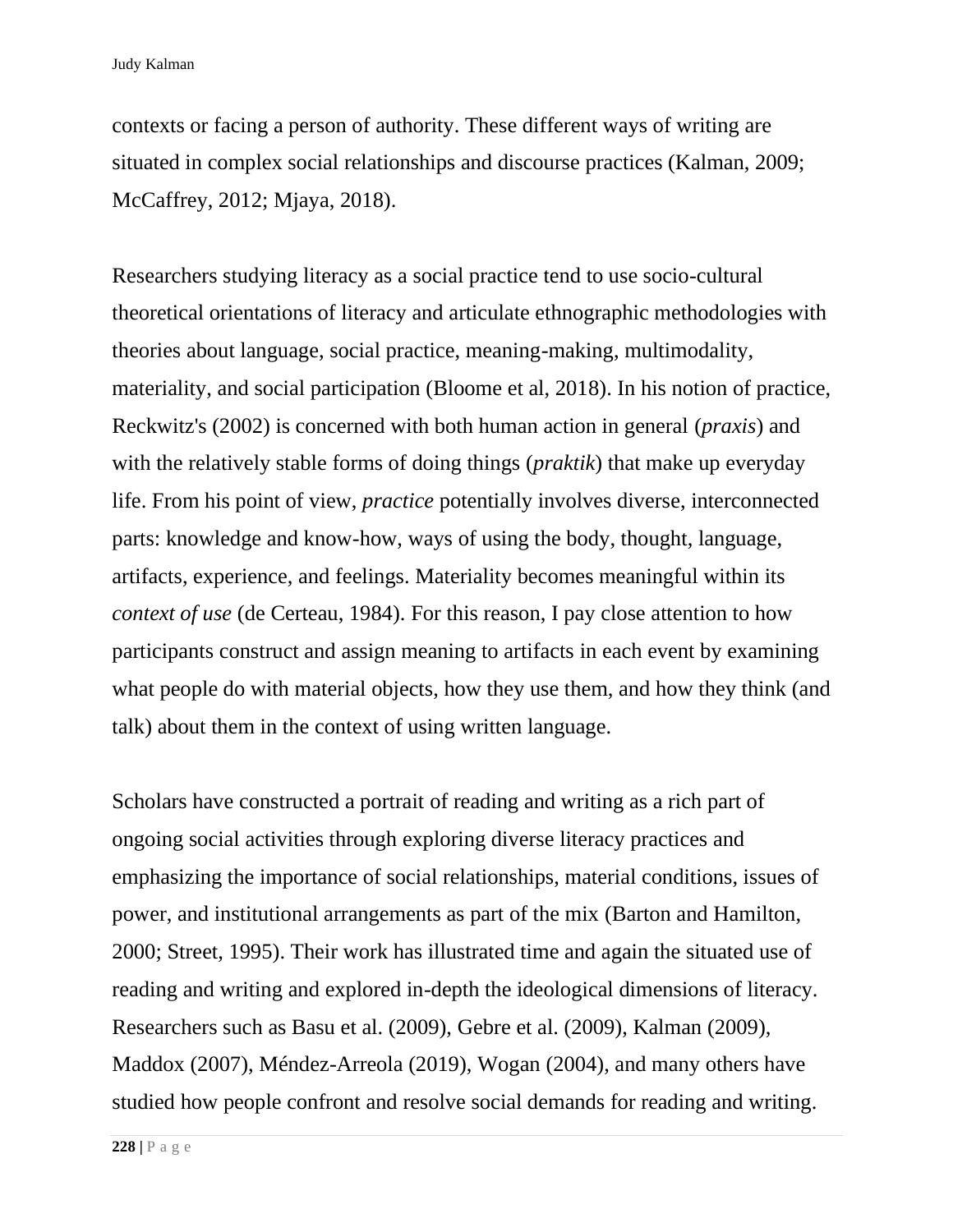contexts or facing a person of authority. These different ways of writing are situated in complex social relationships and discourse practices (Kalman, 2009; McCaffrey, 2012; Mjaya, 2018).

Researchers studying literacy as a social practice tend to use socio-cultural theoretical orientations of literacy and articulate ethnographic methodologies with theories about language, social practice, meaning-making, multimodality, materiality, and social participation (Bloome et al, 2018). In his notion of practice, Reckwitz's (2002) is concerned with both human action in general (*praxis*) and with the relatively stable forms of doing things (*praktik*) that make up everyday life. From his point of view, *practice* potentially involves diverse, interconnected parts: knowledge and know-how, ways of using the body, thought, language, artifacts, experience, and feelings. Materiality becomes meaningful within its *context of use* (de Certeau, 1984). For this reason, I pay close attention to how participants construct and assign meaning to artifacts in each event by examining what people do with material objects, how they use them, and how they think (and talk) about them in the context of using written language.

Scholars have constructed a portrait of reading and writing as a rich part of ongoing social activities through exploring diverse literacy practices and emphasizing the importance of social relationships, material conditions, issues of power, and institutional arrangements as part of the mix (Barton and Hamilton, 2000; Street, 1995). Their work has illustrated time and again the situated use of reading and writing and explored in-depth the ideological dimensions of literacy. Researchers such as Basu et al. (2009), Gebre et al. (2009), Kalman (2009), Maddox (2007), Méndez-Arreola (2019), Wogan (2004), and many others have studied how people confront and resolve social demands for reading and writing.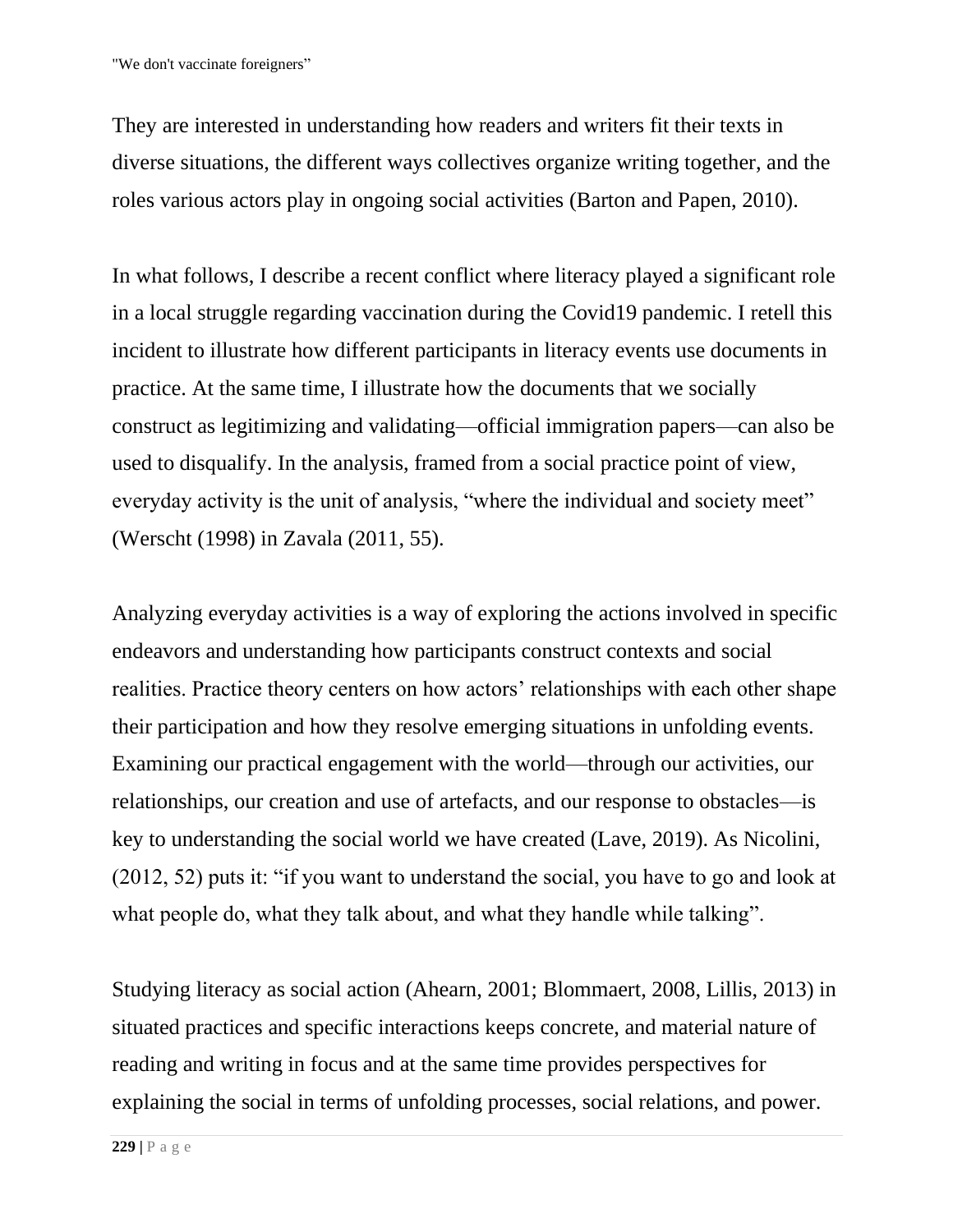They are interested in understanding how readers and writers fit their texts in diverse situations, the different ways collectives organize writing together, and the roles various actors play in ongoing social activities (Barton and Papen, 2010).

In what follows, I describe a recent conflict where literacy played a significant role in a local struggle regarding vaccination during the Covid19 pandemic. I retell this incident to illustrate how different participants in literacy events use documents in practice. At the same time, I illustrate how the documents that we socially construct as legitimizing and validating—official immigration papers—can also be used to disqualify. In the analysis, framed from a social practice point of view, everyday activity is the unit of analysis, "where the individual and society meet" (Werscht (1998) in Zavala (2011, 55).

Analyzing everyday activities is a way of exploring the actions involved in specific endeavors and understanding how participants construct contexts and social realities. Practice theory centers on how actors' relationships with each other shape their participation and how they resolve emerging situations in unfolding events. Examining our practical engagement with the world—through our activities, our relationships, our creation and use of artefacts, and our response to obstacles—is key to understanding the social world we have created (Lave, 2019). As Nicolini, (2012, 52) puts it: "if you want to understand the social, you have to go and look at what people do, what they talk about, and what they handle while talking".

Studying literacy as social action (Ahearn, 2001; Blommaert, 2008, Lillis, 2013) in situated practices and specific interactions keeps concrete, and material nature of reading and writing in focus and at the same time provides perspectives for explaining the social in terms of unfolding processes, social relations, and power.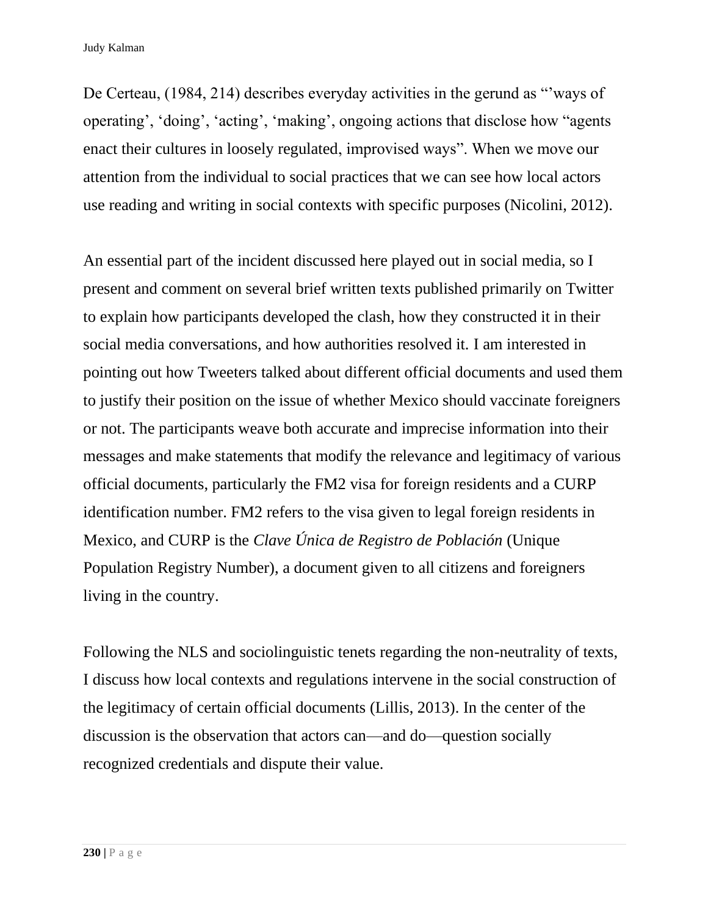De Certeau, (1984, 214) describes everyday activities in the gerund as "'ways of operating', 'doing', 'acting', 'making', ongoing actions that disclose how "agents enact their cultures in loosely regulated, improvised ways". When we move our attention from the individual to social practices that we can see how local actors use reading and writing in social contexts with specific purposes (Nicolini, 2012).

An essential part of the incident discussed here played out in social media, so I present and comment on several brief written texts published primarily on Twitter to explain how participants developed the clash, how they constructed it in their social media conversations, and how authorities resolved it. I am interested in pointing out how Tweeters talked about different official documents and used them to justify their position on the issue of whether Mexico should vaccinate foreigners or not. The participants weave both accurate and imprecise information into their messages and make statements that modify the relevance and legitimacy of various official documents, particularly the FM2 visa for foreign residents and a CURP identification number. FM2 refers to the visa given to legal foreign residents in Mexico, and CURP is the *Clave Única de Registro de Población* (Unique Population Registry Number), a document given to all citizens and foreigners living in the country.

Following the NLS and sociolinguistic tenets regarding the non-neutrality of texts, I discuss how local contexts and regulations intervene in the social construction of the legitimacy of certain official documents (Lillis, 2013). In the center of the discussion is the observation that actors can—and do—question socially recognized credentials and dispute their value.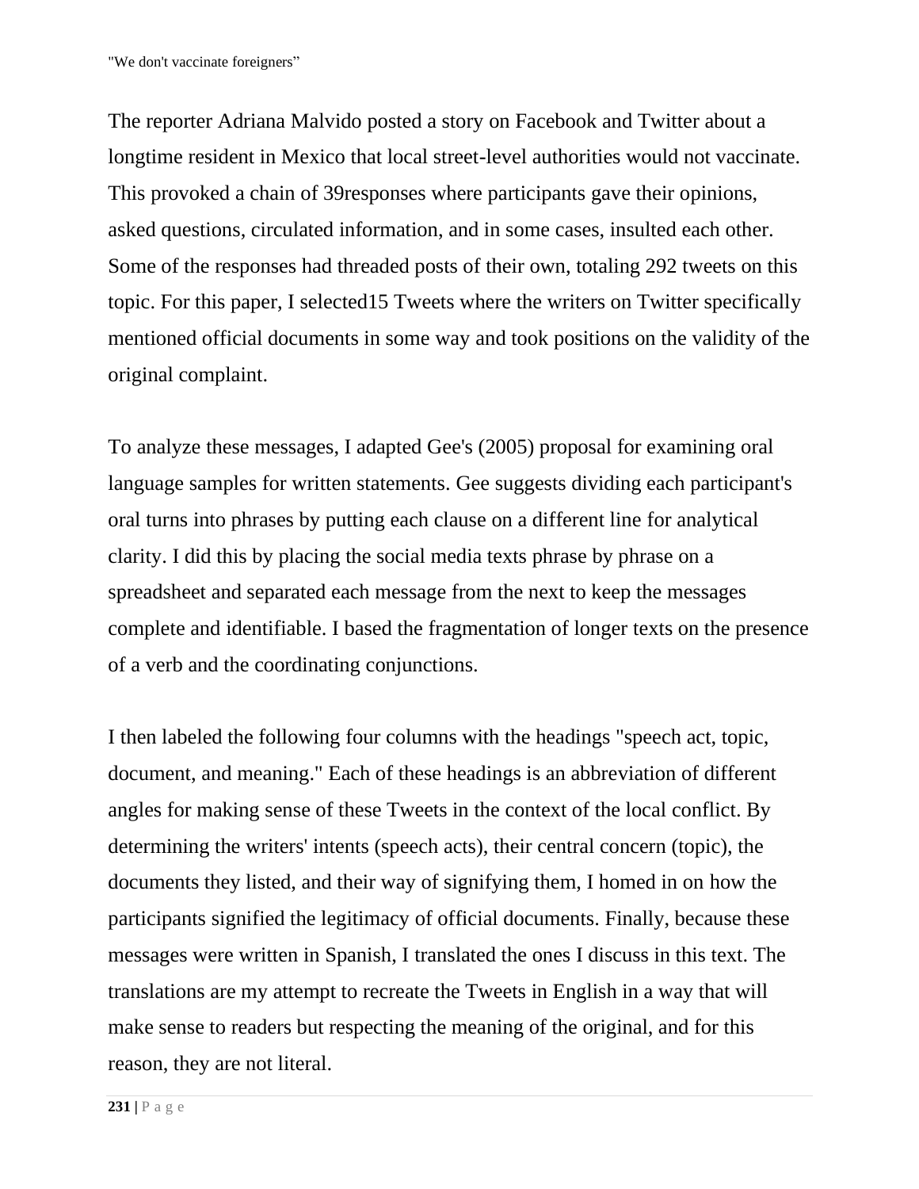The reporter Adriana Malvido posted a story on Facebook and Twitter about a longtime resident in Mexico that local street-level authorities would not vaccinate. This provoked a chain of 39responses where participants gave their opinions, asked questions, circulated information, and in some cases, insulted each other. Some of the responses had threaded posts of their own, totaling 292 tweets on this topic. For this paper, I selected15 Tweets where the writers on Twitter specifically mentioned official documents in some way and took positions on the validity of the original complaint.

To analyze these messages, I adapted Gee's (2005) proposal for examining oral language samples for written statements. Gee suggests dividing each participant's oral turns into phrases by putting each clause on a different line for analytical clarity. I did this by placing the social media texts phrase by phrase on a spreadsheet and separated each message from the next to keep the messages complete and identifiable. I based the fragmentation of longer texts on the presence of a verb and the coordinating conjunctions.

I then labeled the following four columns with the headings "speech act, topic, document, and meaning." Each of these headings is an abbreviation of different angles for making sense of these Tweets in the context of the local conflict. By determining the writers' intents (speech acts), their central concern (topic), the documents they listed, and their way of signifying them, I homed in on how the participants signified the legitimacy of official documents. Finally, because these messages were written in Spanish, I translated the ones I discuss in this text. The translations are my attempt to recreate the Tweets in English in a way that will make sense to readers but respecting the meaning of the original, and for this reason, they are not literal.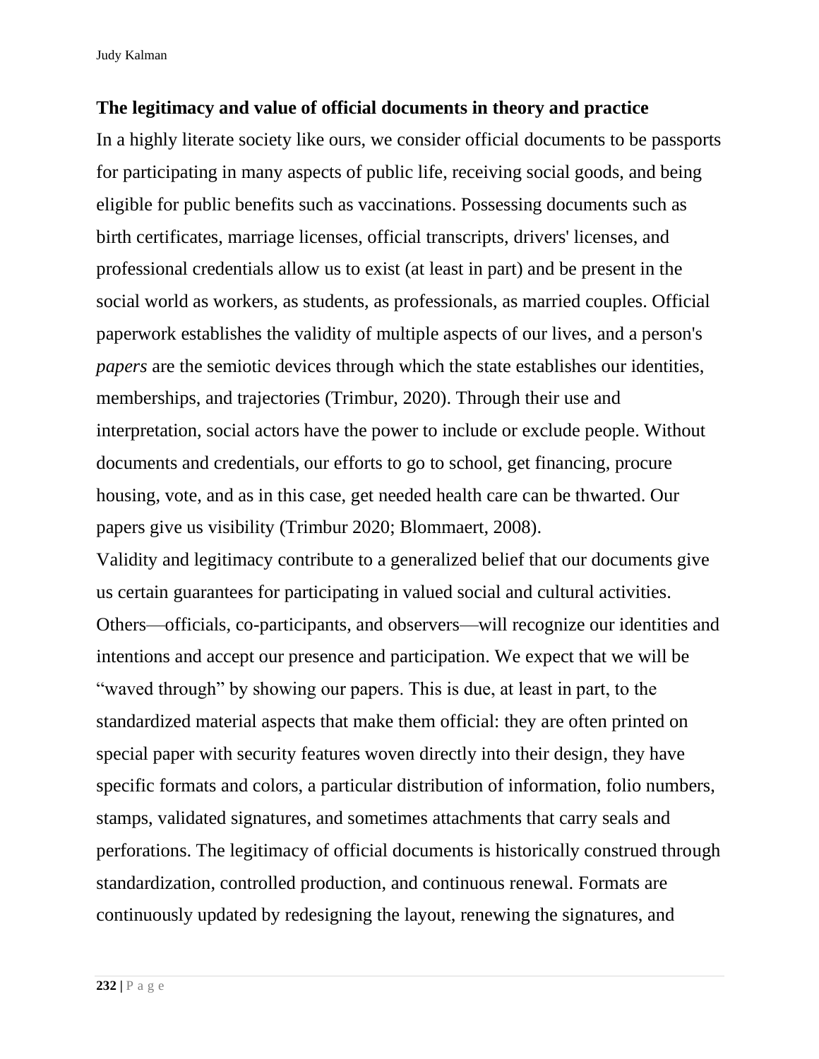## The legitimacy and value of official documents in theory and practice

In a highly literate society like ours, we consider official documents to be passports for participating in many aspects of public life, receiving social goods, and being eligible for public benefits such as vaccinations. Possessing documents such as birth certificates, marriage licenses, official transcripts, drivers' licenses, and professional credentials allow us to exist (at least in part) and be present in the social world as workers, as students, as professionals, as married couples. Official paperwork establishes the validity of multiple aspects of our lives, and a person's *papers* are the semiotic devices through which the state establishes our identities, memberships, and trajectories (Trimbur, 2020). Through their use and interpretation, social actors have the power to include or exclude people. Without documents and credentials, our efforts to go to school, get financing, procure housing, vote, and as in this case, get needed health care can be thwarted. Our papers give us visibility (Trimbur 2020; Blommaert, 2008).

Validity and legitimacy contribute to a generalized belief that our documents give us certain guarantees for participating in valued social and cultural activities. Others—officials, co-participants, and observers—will recognize our identities and intentions and accept our presence and participation. We expect that we will be "waved through" by showing our papers. This is due, at least in part, to the standardized material aspects that make them official: they are often printed on special paper with security features woven directly into their design, they have specific formats and colors, a particular distribution of information, folio numbers, stamps, validated signatures, and sometimes attachments that carry seals and perforations. The legitimacy of official documents is historically construed through standardization, controlled production, and continuous renewal. Formats are continuously updated by redesigning the layout, renewing the signatures, and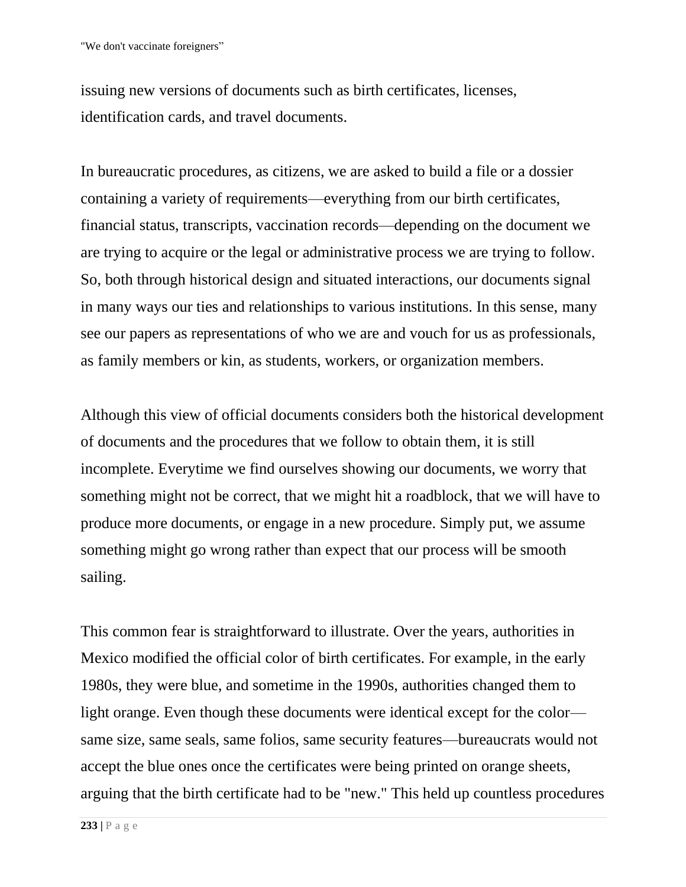issuing new versions of documents such as birth certificates, licenses, identification cards, and travel documents.

In bureaucratic procedures, as citizens, we are asked to build a file or a dossier containing a variety of requirements—everything from our birth certificates, financial status, transcripts, vaccination records—depending on the document we are trying to acquire or the legal or administrative process we are trying to follow. So, both through historical design and situated interactions, our documents signal in many ways our ties and relationships to various institutions. In this sense, many see our papers as representations of who we are and vouch for us as professionals, as family members or kin, as students, workers, or organization members.

Although this view of official documents considers both the historical development of documents and the procedures that we follow to obtain them, it is still incomplete. Everytime we find ourselves showing our documents, we worry that something might not be correct, that we might hit a roadblock, that we will have to produce more documents, or engage in a new procedure. Simply put, we assume something might go wrong rather than expect that our process will be smooth sailing.

This common fear is straightforward to illustrate. Over the years, authorities in Mexico modified the official color of birth certificates. For example, in the early 1980s, they were blue, and sometime in the 1990s, authorities changed them to light orange. Even though these documents were identical except for the color—same size, same seals, same folios, same security features—bureaucrats would not accept the blue ones once the certificates were being printed on orange sheets, arguing that the birth certificate had to be "new." This held up countless procedures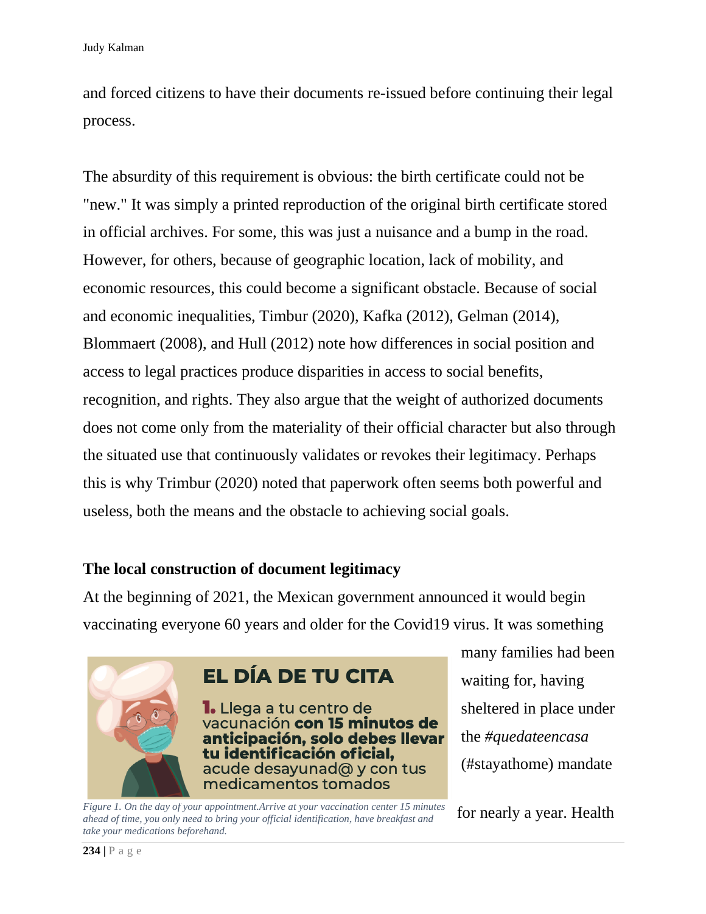and forced citizens to have their documents re-issued before continuing their legal process.

The absurdity of this requirement is obvious: the birth certificate could not be "new." It was simply a printed reproduction of the original birth certificate stored in official archives. For some, this was just a nuisance and a bump in the road. However, for others, because of geographic location, lack of mobility, and economic resources, this could become a significant obstacle. Because of social and economic inequalities, Timbur (2020), Kafka (2012), Gelman (2014), Blommaert (2008), and Hull (2012) note how differences in social position and access to legal practices produce disparities in access to social benefits, recognition, and rights. They also argue that the weight of authorized documents does not come only from the materiality of their official character but also through the situated use that continuously validates or revokes their legitimacy. Perhaps this is why Trimbur (2020) noted that paperwork often seems both powerful and useless, both the means and the obstacle to achieving social goals.

**The local construction of document legitimacy**

At the beginning of 2021, the Mexican government announced it would begin vaccinating everyone 60 years and older for the Covid19 virus. It was something many families had been waiting for, having sheltered in place under the *#quedateencasa* (#stayathome) mandate for nearly a year. Health

EL DÍA DE TU CITA

1. Llega a tu centro de vacunación **con 15 minutos de anticipación, solo debes llevar tu identificación oficial,** acude desayunad@ y con tus medicamentos tomados

*Figure 1. On the day of your appointment.Arrive at your vaccination center 15 minutes ahead of time, you only need to bring your official identification, have breakfast and take your medications beforehand.*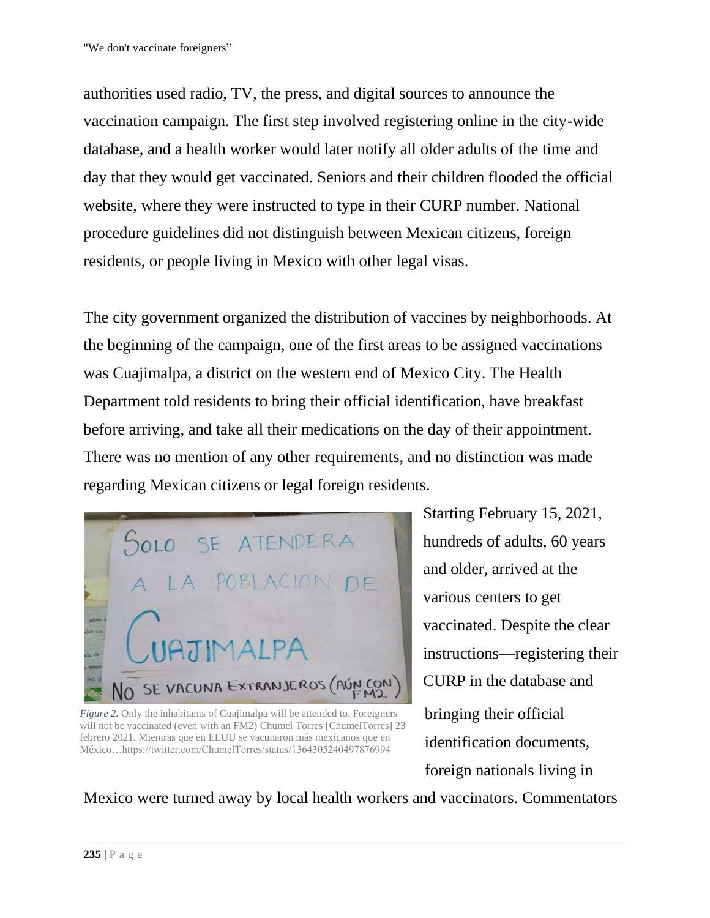authorities used radio, TV, the press, and digital sources to announce the vaccination campaign. The first step involved registering online in the city-wide database, and a health worker would later notify all older adults of the time and day that they would get vaccinated. Seniors and their children flooded the official website, where they were instructed to type in their CURP number. National procedure guidelines did not distinguish between Mexican citizens, foreign residents, or people living in Mexico with other legal visas.

The city government organized the distribution of vaccines by neighborhoods. At the beginning of the campaign, one of the first areas to be assigned vaccinations was Cuajimalpa, a district on the western end of Mexico City. The Health Department told residents to bring their official identification, have breakfast before arriving, and take all their medications on the day of their appointment. There was no mention of any other requirements, and no distinction was made regarding Mexican citizens or legal foreign residents.

*Figure 2.* Only the inhabitants of Cuajimalpa will be attended to. Foreigners will not be vaccinated (even with an FM2) Chumel Torres [ChumelTorres] 23 febrero 2021. Mientras que en EEUU se vacunaron más mexicanos que en México…https://twitter.com/ChumelTorres/status/1364305240497876994

Starting February 15, 2021, hundreds of adults, 60 years and older, arrived at the various centers to get vaccinated. Despite the clear instructions—registering their CURP in the database and bringing their official identification documents, foreign nationals living in Mexico were turned away by local health workers and vaccinators. Commentators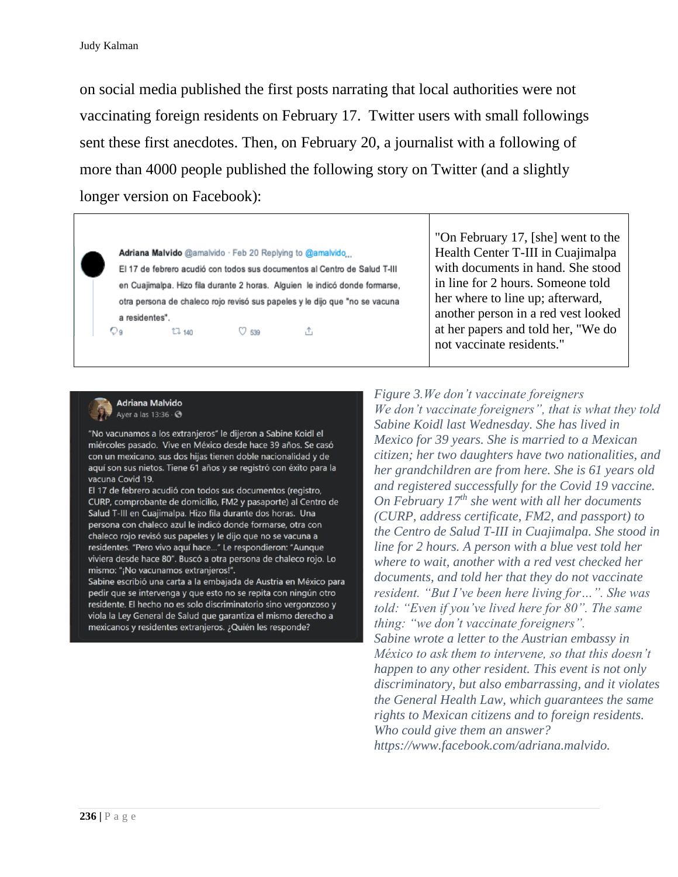on social media published the first posts narrating that local authorities were not vaccinating foreign residents on February 17. Twitter users with small followings sent these first anecdotes. Then, on February 20, a journalist with a following of more than 4000 people published the following story on Twitter (and a slightly longer version on Facebook):

| | |
|---|---|
| **Adriana Malvido** @amalvido · Feb 20 Replying to @amalvido El 17 de febrero acudió con todos sus documentos al Centro de Salud T-III en Cuajimalpa. Hizo fila durante 2 horas. Alguien le indicó donde formarse, otra persona de chaleco rojo revisó sus papeles y le dijo que "no se vacuna a residentes". 9 140 539 | "On February 17, [she] went to the Health Center T-III in Cuajimalpa with documents in hand. She stood in line for 2 hours. Someone told her where to line up; afterward, another person in a red vest looked at her papers and told her, "We do not vaccinate residents." |

**Adriana Malvido**
Ayer a las 13:36

"No vacunamos a los extranjeros" le dijeron a Sabine Koidl el miércoles pasado. Vive en México desde hace 39 años. Se casó con un mexicano, sus dos hijas tienen doble nacionalidad y de aquí son sus nietos. Tiene 61 años y se registró con éxito para la vacuna Covid 19.
El 17 de febrero acudió con todos sus documentos (registro, CURP, comprobante de domicilio, FM2 y pasaporte) al Centro de Salud T-III en Cuajimalpa. Hizo fila durante dos horas. Una persona con chaleco azul le indicó donde formarse, otra con chaleco rojo revisó sus papeles y le dijo que no se vacuna a residentes. "Pero vivo aquí hace..." Le respondieron: "Aunque viviera desde hace 80". Buscó a otra persona de chaleco rojo. Lo mismo: "¡No vacunamos extranjeros!".
Sabine escribió una carta a la embajada de Austria en México para pedir que se intervenga y que esto no se repita con ningún otro residente. El hecho no es solo discriminatorio sino vergonzoso y viola la Ley General de Salud que garantiza el mismo derecho a mexicanos y residentes extranjeros. ¿Quién les responde?

*Figure 3.We don't vaccinate foreigners*
*We don't vaccinate foreigners", that is what they told Sabine Koidl last Wednesday. She has lived in Mexico for 39 years. She is married to a Mexican citizen; her two daughters have two nationalities, and her grandchildren are from here. She is 61 years old and registered successfully for the Covid 19 vaccine. On February 17th she went with all her documents (CURP, address certificate, FM2, and passport) to the Centro de Salud T-III in Cuajimalpa. She stood in line for 2 hours. A person with a blue vest told her where to wait, another with a red vest checked her documents, and told her that they do not vaccinate resident. "But I've been here living for…". She was told: "Even if you've lived here for 80". The same thing: "we don't vaccinate foreigners".*
*Sabine wrote a letter to the Austrian embassy in México to ask them to intervene, so that this doesn't happen to any other resident. This event is not only discriminatory, but also embarrassing, and it violates the General Health Law, which guarantees the same rights to Mexican citizens and to foreign residents. Who could give them an answer?*
*https://www.facebook.com/adriana.malvido.*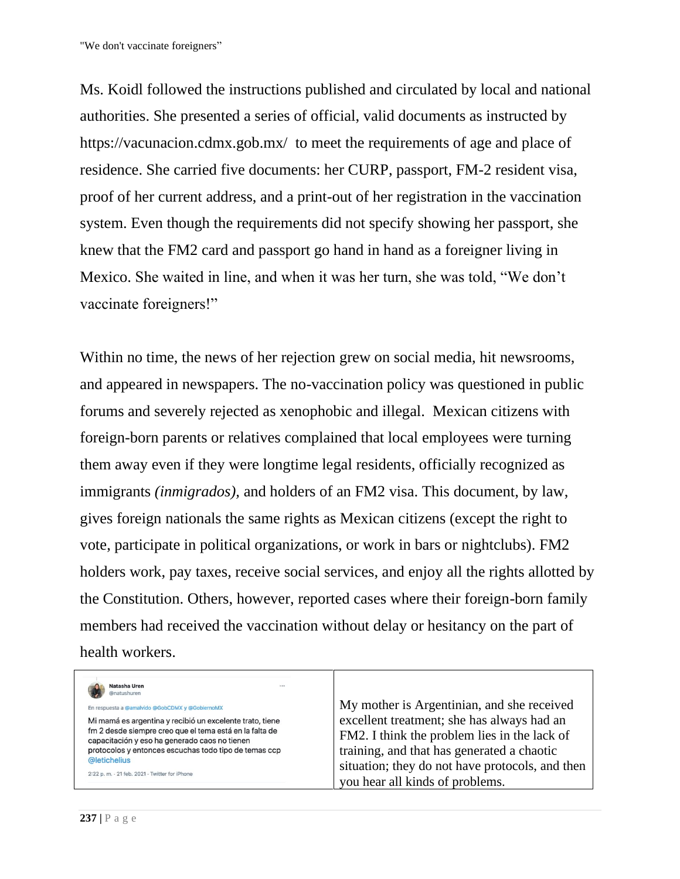Ms. Koidl followed the instructions published and circulated by local and national authorities. She presented a series of official, valid documents as instructed by https://vacunacion.cdmx.gob.mx/ to meet the requirements of age and place of residence. She carried five documents: her CURP, passport, FM-2 resident visa, proof of her current address, and a print-out of her registration in the vaccination system. Even though the requirements did not specify showing her passport, she knew that the FM2 card and passport go hand in hand as a foreigner living in Mexico. She waited in line, and when it was her turn, she was told, "We don't vaccinate foreigners!"

Within no time, the news of her rejection grew on social media, hit newsrooms, and appeared in newspapers. The no-vaccination policy was questioned in public forums and severely rejected as xenophobic and illegal. Mexican citizens with foreign-born parents or relatives complained that local employees were turning them away even if they were longtime legal residents, officially recognized as immigrants *(inmigrados),* and holders of an FM2 visa. This document, by law, gives foreign nationals the same rights as Mexican citizens (except the right to vote, participate in political organizations, or work in bars or nightclubs). FM2 holders work, pay taxes, receive social services, and enjoy all the rights allotted by the Constitution. Others, however, reported cases where their foreign-born family members had received the vaccination without delay or hesitancy on the part of health workers.

| | |
|---|---|
| **Natasha Uren** @natushuren<br>En respuesta a @amalvido @GobCDMX y @GobiernoMX<br>Mi mamá es argentina y recibió un excelente trato, tiene fm 2 desde siempre creo que el tema está en la falta de capacitación y eso ha generado caos no tienen protocolos y entonces escuchas todo tipo de temas ccp @letichelius<br>2:22 p. m. · 21 feb. 2021 · Twitter for iPhone | My mother is Argentinian, and she received excellent treatment; she has always had an FM2. I think the problem lies in the lack of training, and that has generated a chaotic situation; they do not have protocols, and then you hear all kinds of problems. |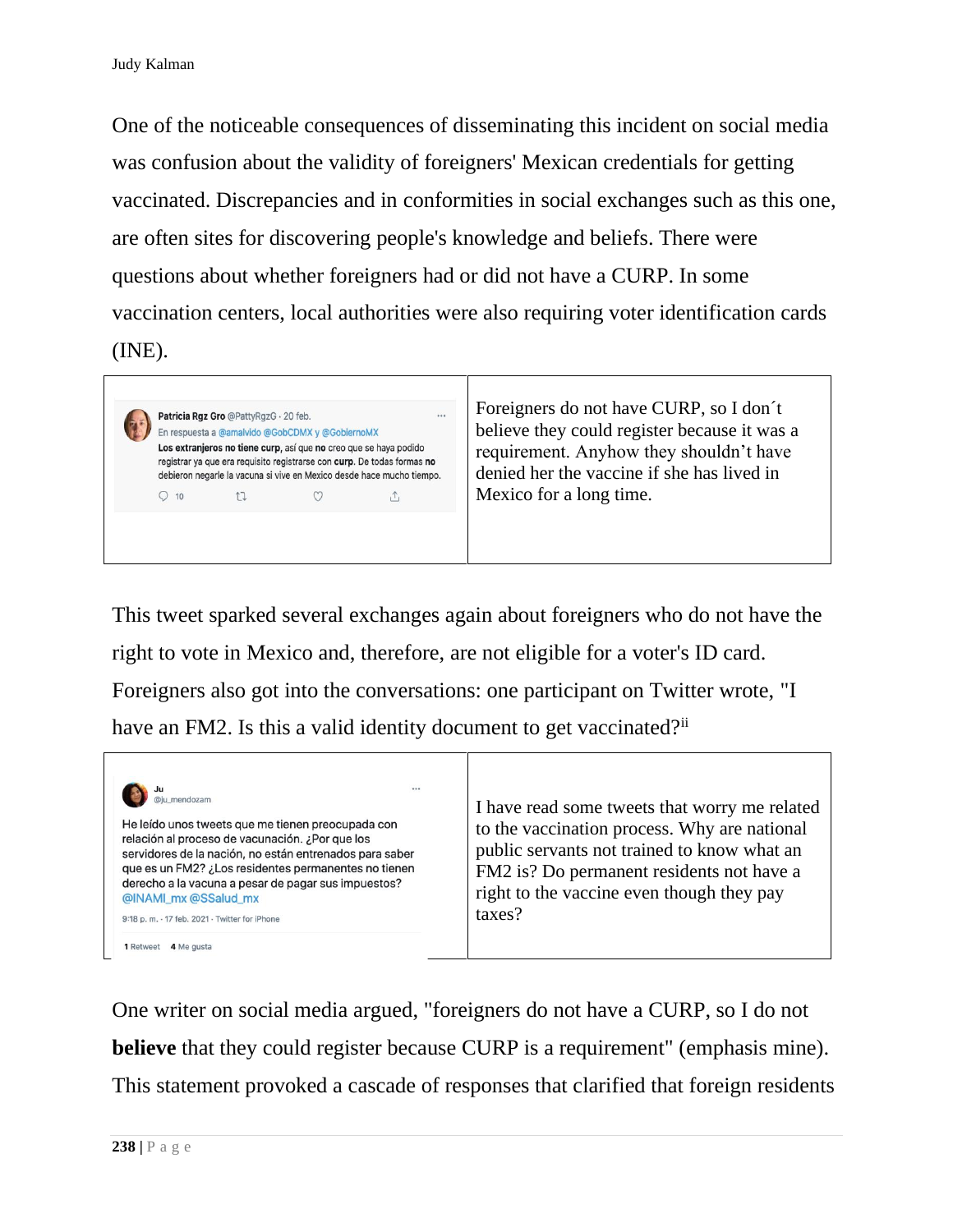One of the noticeable consequences of disseminating this incident on social media was confusion about the validity of foreigners' Mexican credentials for getting vaccinated. Discrepancies and in conformities in social exchanges such as this one, are often sites for discovering people's knowledge and beliefs. There were questions about whether foreigners had or did not have a CURP. In some vaccination centers, local authorities were also requiring voter identification cards (INE).

| | |
|---|---|
| Patricia Rgz Gro @PattyRgzG · 20 feb. En respuesta a @amalvido @GobCDMX y @GobiernoMX **Los extranjeros no tiene curp**, así que **no** creo que se haya podido registrar ya que era requisito registrarse con **curp**. De todas formas **no** debieron negarle la vacuna si vive en Mexico desde hace mucho tiempo. 10 | Foreigners do not have CURP, so I don´t believe they could register because it was a requirement. Anyhow they shouldn't have denied her the vaccine if she has lived in Mexico for a long time. |

This tweet sparked several exchanges again about foreigners who do not have the right to vote in Mexico and, therefore, are not eligible for a voter's ID card. Foreigners also got into the conversations: one participant on Twitter wrote, "I have an FM2. Is this a valid identity document to get vaccinated?[ii]

| | |
|---|---|
| Ju @ju_mendozam He leído unos tweets que me tienen preocupada con relación al proceso de vacunación. ¿Por que los servidores de la nación, no están entrenados para saber que es un FM2? ¿Los residentes permanentes no tienen derecho a la vacuna a pesar de pagar sus impuestos? @INAMI_mx @SSalud_mx 9:18 p. m. · 17 feb. 2021 · Twitter for iPhone 1 Retweet 4 Me gusta | I have read some tweets that worry me related to the vaccination process. Why are national public servants not trained to know what an FM2 is? Do permanent residents not have a right to the vaccine even though they pay taxes? |

One writer on social media argued, "foreigners do not have a CURP, so I do not **believe** that they could register because CURP is a requirement" (emphasis mine). This statement provoked a cascade of responses that clarified that foreign residents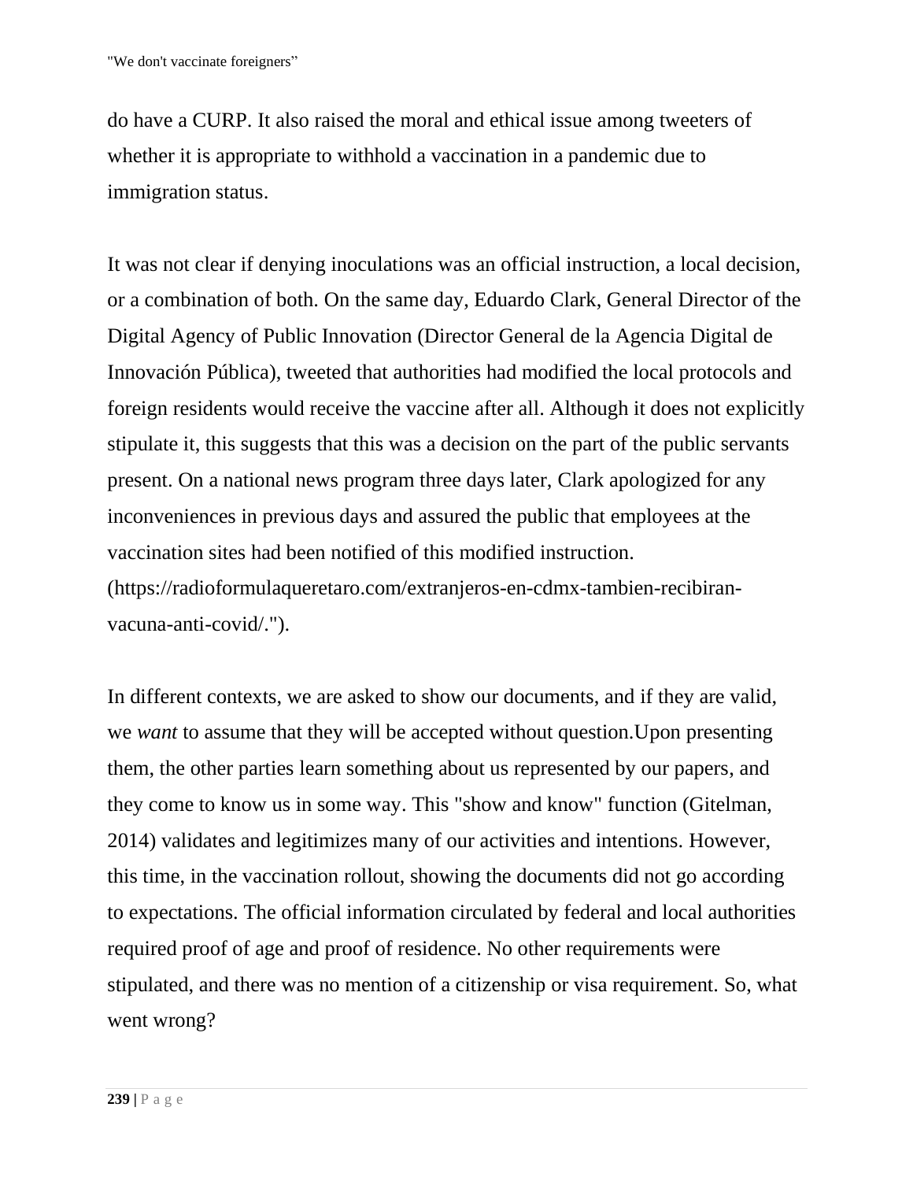do have a CURP. It also raised the moral and ethical issue among tweeters of whether it is appropriate to withhold a vaccination in a pandemic due to immigration status.

It was not clear if denying inoculations was an official instruction, a local decision, or a combination of both. On the same day, Eduardo Clark, General Director of the Digital Agency of Public Innovation (Director General de la Agencia Digital de Innovación Pública), tweeted that authorities had modified the local protocols and foreign residents would receive the vaccine after all. Although it does not explicitly stipulate it, this suggests that this was a decision on the part of the public servants present. On a national news program three days later, Clark apologized for any inconveniences in previous days and assured the public that employees at the vaccination sites had been notified of this modified instruction. (https://radioformulaqueretaro.com/extranjeros-en-cdmx-tambien-recibiran-vacuna-anti-covid/.").

In different contexts, we are asked to show our documents, and if they are valid, we *want* to assume that they will be accepted without question.Upon presenting them, the other parties learn something about us represented by our papers, and they come to know us in some way. This "show and know" function (Gitelman, 2014) validates and legitimizes many of our activities and intentions. However, this time, in the vaccination rollout, showing the documents did not go according to expectations. The official information circulated by federal and local authorities required proof of age and proof of residence. No other requirements were stipulated, and there was no mention of a citizenship or visa requirement. So, what went wrong?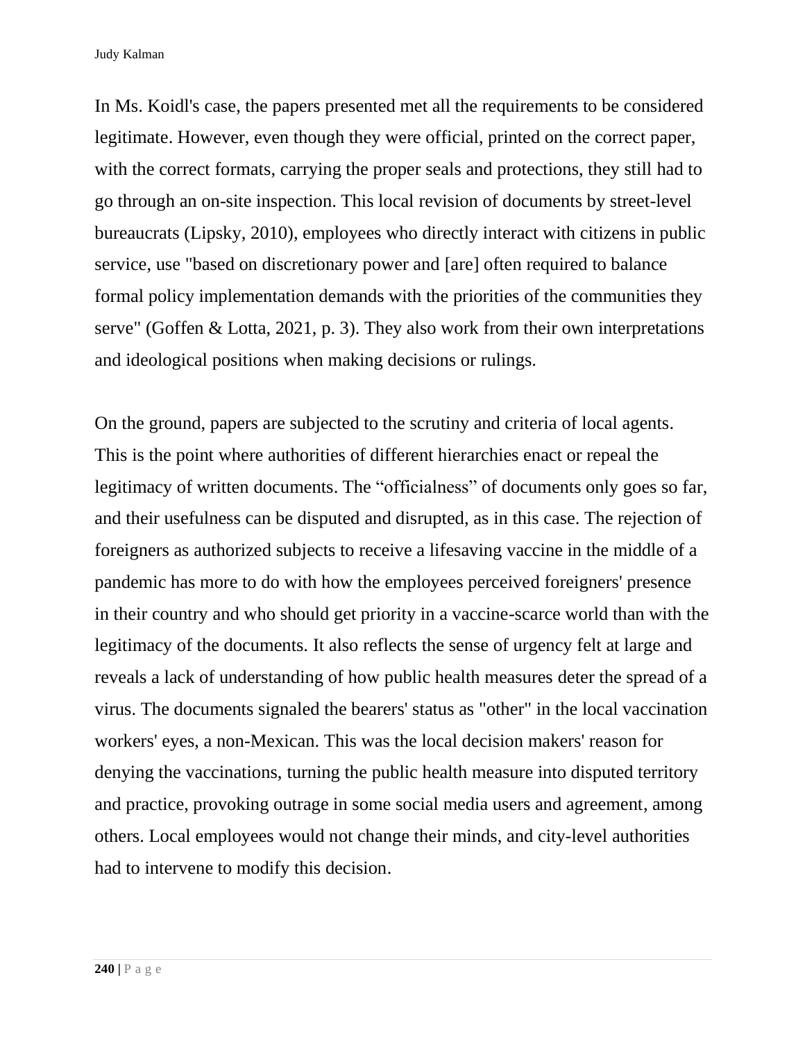In Ms. Koidl's case, the papers presented met all the requirements to be considered legitimate. However, even though they were official, printed on the correct paper, with the correct formats, carrying the proper seals and protections, they still had to go through an on-site inspection. This local revision of documents by street-level bureaucrats (Lipsky, 2010), employees who directly interact with citizens in public service, use "based on discretionary power and [are] often required to balance formal policy implementation demands with the priorities of the communities they serve" (Goffen & Lotta, 2021, p. 3). They also work from their own interpretations and ideological positions when making decisions or rulings.

On the ground, papers are subjected to the scrutiny and criteria of local agents. This is the point where authorities of different hierarchies enact or repeal the legitimacy of written documents. The "officialness" of documents only goes so far, and their usefulness can be disputed and disrupted, as in this case. The rejection of foreigners as authorized subjects to receive a lifesaving vaccine in the middle of a pandemic has more to do with how the employees perceived foreigners' presence in their country and who should get priority in a vaccine-scarce world than with the legitimacy of the documents. It also reflects the sense of urgency felt at large and reveals a lack of understanding of how public health measures deter the spread of a virus. The documents signaled the bearers' status as "other" in the local vaccination workers' eyes, a non-Mexican. This was the local decision makers' reason for denying the vaccinations, turning the public health measure into disputed territory and practice, provoking outrage in some social media users and agreement, among others. Local employees would not change their minds, and city-level authorities had to intervene to modify this decision.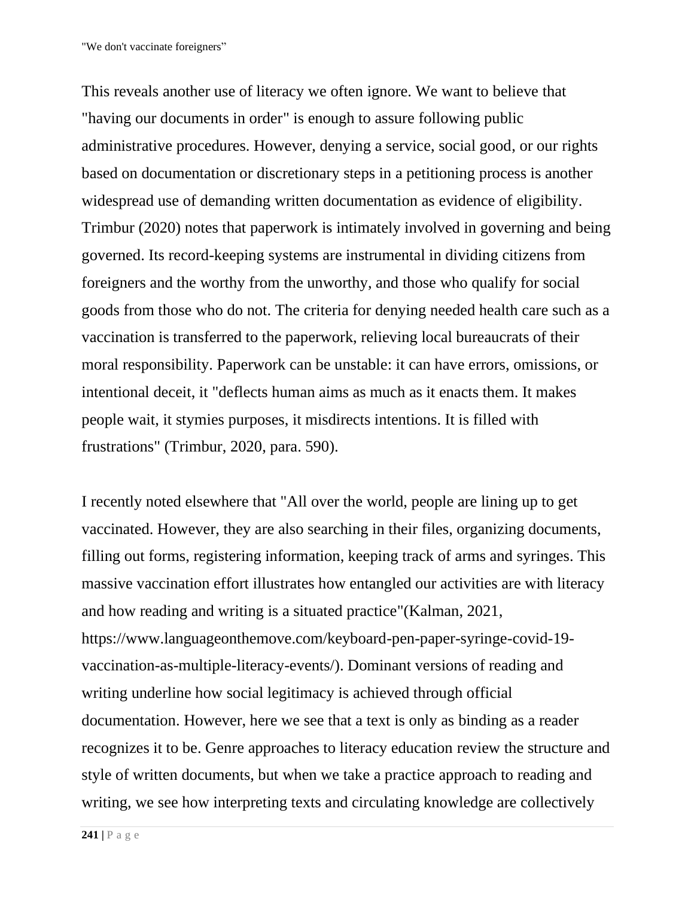This reveals another use of literacy we often ignore. We want to believe that "having our documents in order" is enough to assure following public administrative procedures. However, denying a service, social good, or our rights based on documentation or discretionary steps in a petitioning process is another widespread use of demanding written documentation as evidence of eligibility. Trimbur (2020) notes that paperwork is intimately involved in governing and being governed. Its record-keeping systems are instrumental in dividing citizens from foreigners and the worthy from the unworthy, and those who qualify for social goods from those who do not. The criteria for denying needed health care such as a vaccination is transferred to the paperwork, relieving local bureaucrats of their moral responsibility. Paperwork can be unstable: it can have errors, omissions, or intentional deceit, it "deflects human aims as much as it enacts them. It makes people wait, it stymies purposes, it misdirects intentions. It is filled with frustrations" (Trimbur, 2020, para. 590).

I recently noted elsewhere that "All over the world, people are lining up to get vaccinated. However, they are also searching in their files, organizing documents, filling out forms, registering information, keeping track of arms and syringes. This massive vaccination effort illustrates how entangled our activities are with literacy and how reading and writing is a situated practice"(Kalman, 2021, https://www.languageonthemove.com/keyboard-pen-paper-syringe-covid-19-vaccination-as-multiple-literacy-events/). Dominant versions of reading and writing underline how social legitimacy is achieved through official documentation. However, here we see that a text is only as binding as a reader recognizes it to be. Genre approaches to literacy education review the structure and style of written documents, but when we take a practice approach to reading and writing, we see how interpreting texts and circulating knowledge are collectively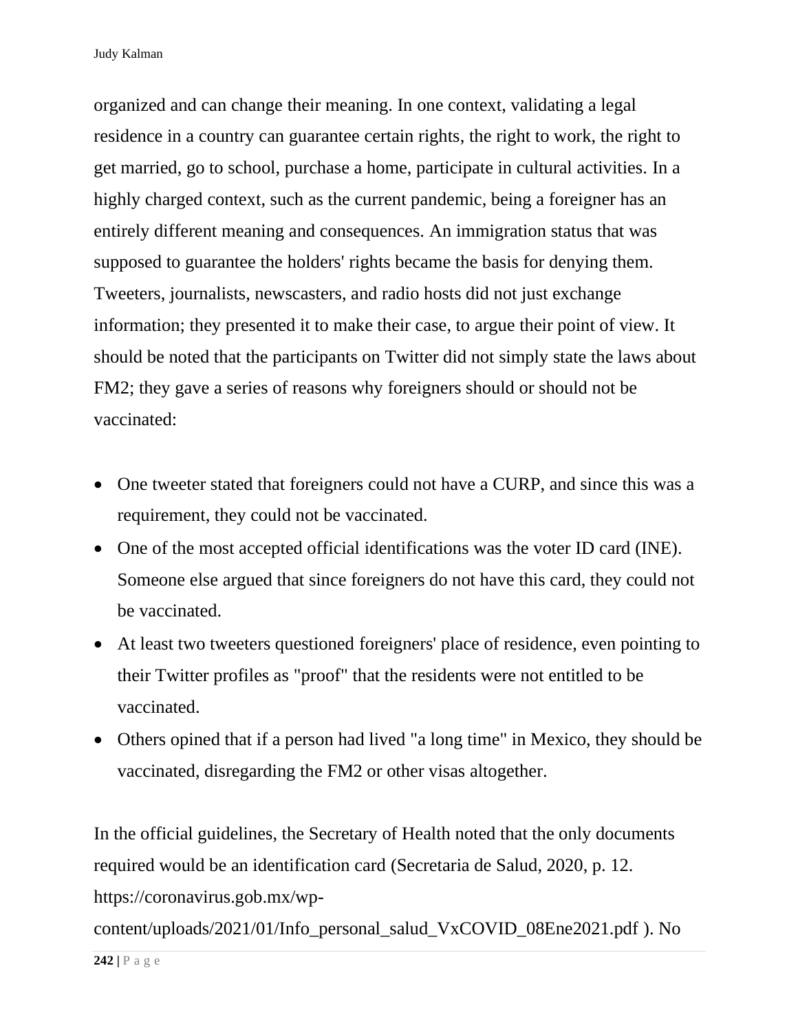organized and can change their meaning. In one context, validating a legal residence in a country can guarantee certain rights, the right to work, the right to get married, go to school, purchase a home, participate in cultural activities. In a highly charged context, such as the current pandemic, being a foreigner has an entirely different meaning and consequences. An immigration status that was supposed to guarantee the holders' rights became the basis for denying them. Tweeters, journalists, newscasters, and radio hosts did not just exchange information; they presented it to make their case, to argue their point of view. It should be noted that the participants on Twitter did not simply state the laws about FM2; they gave a series of reasons why foreigners should or should not be vaccinated:

- One tweeter stated that foreigners could not have a CURP, and since this was a requirement, they could not be vaccinated.
- One of the most accepted official identifications was the voter ID card (INE). Someone else argued that since foreigners do not have this card, they could not be vaccinated.
- At least two tweeters questioned foreigners' place of residence, even pointing to their Twitter profiles as "proof" that the residents were not entitled to be vaccinated.
- Others opined that if a person had lived "a long time" in Mexico, they should be vaccinated, disregarding the FM2 or other visas altogether.

In the official guidelines, the Secretary of Health noted that the only documents required would be an identification card (Secretaria de Salud, 2020, p. 12. https://coronavirus.gob.mx/wp-content/uploads/2021/01/Info_personal_salud_VxCOVID_08Ene2021.pdf ). No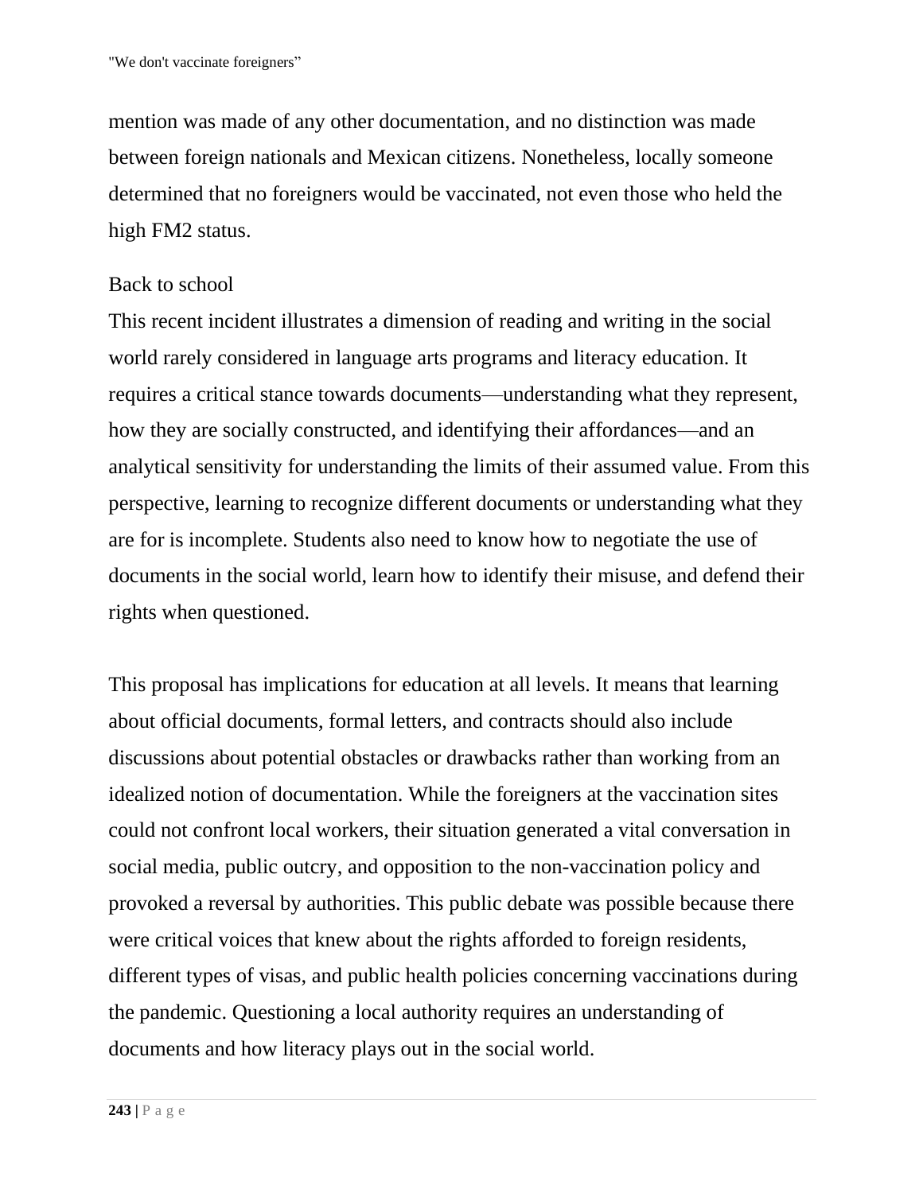mention was made of any other documentation, and no distinction was made between foreign nationals and Mexican citizens. Nonetheless, locally someone determined that no foreigners would be vaccinated, not even those who held the high FM2 status.

## Back to school

This recent incident illustrates a dimension of reading and writing in the social world rarely considered in language arts programs and literacy education. It requires a critical stance towards documents—understanding what they represent, how they are socially constructed, and identifying their affordances—and an analytical sensitivity for understanding the limits of their assumed value. From this perspective, learning to recognize different documents or understanding what they are for is incomplete. Students also need to know how to negotiate the use of documents in the social world, learn how to identify their misuse, and defend their rights when questioned.

This proposal has implications for education at all levels. It means that learning about official documents, formal letters, and contracts should also include discussions about potential obstacles or drawbacks rather than working from an idealized notion of documentation. While the foreigners at the vaccination sites could not confront local workers, their situation generated a vital conversation in social media, public outcry, and opposition to the non-vaccination policy and provoked a reversal by authorities. This public debate was possible because there were critical voices that knew about the rights afforded to foreign residents, different types of visas, and public health policies concerning vaccinations during the pandemic. Questioning a local authority requires an understanding of documents and how literacy plays out in the social world.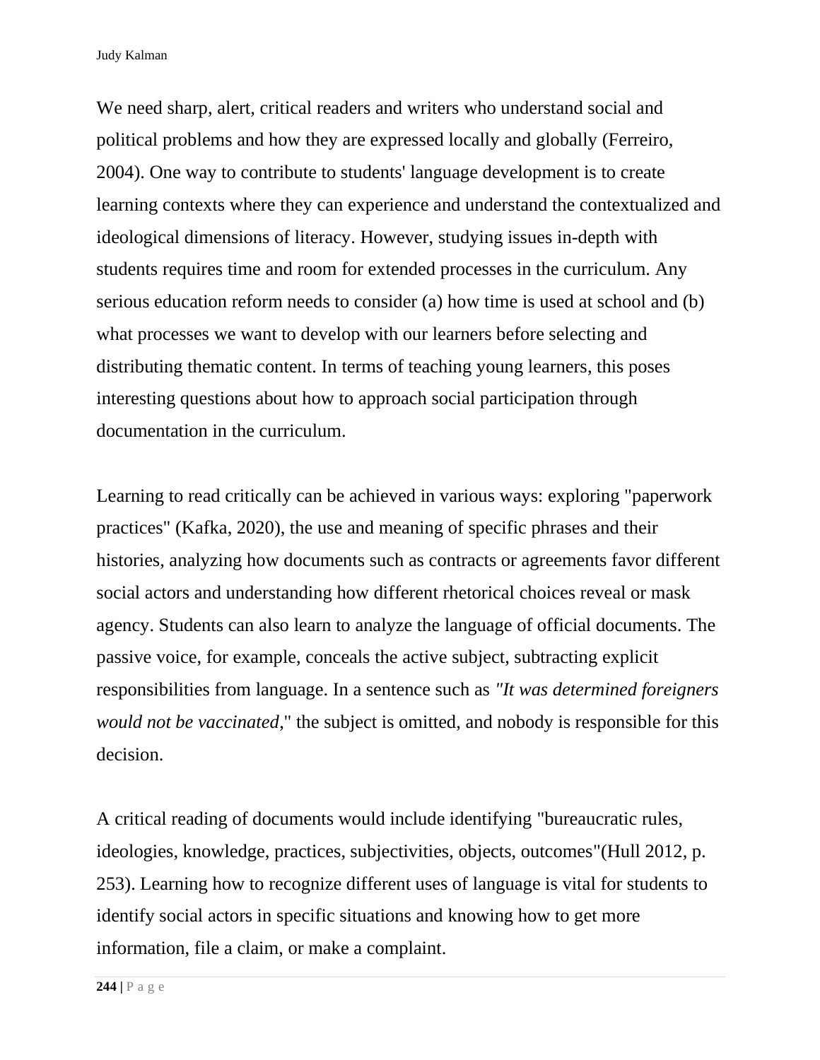We need sharp, alert, critical readers and writers who understand social and political problems and how they are expressed locally and globally (Ferreiro, 2004). One way to contribute to students' language development is to create learning contexts where they can experience and understand the contextualized and ideological dimensions of literacy. However, studying issues in-depth with students requires time and room for extended processes in the curriculum. Any serious education reform needs to consider (a) how time is used at school and (b) what processes we want to develop with our learners before selecting and distributing thematic content. In terms of teaching young learners, this poses interesting questions about how to approach social participation through documentation in the curriculum.

Learning to read critically can be achieved in various ways: exploring "paperwork practices" (Kafka, 2020), the use and meaning of specific phrases and their histories, analyzing how documents such as contracts or agreements favor different social actors and understanding how different rhetorical choices reveal or mask agency. Students can also learn to analyze the language of official documents. The passive voice, for example, conceals the active subject, subtracting explicit responsibilities from language. In a sentence such as *"It was determined foreigners would not be vaccinated*," the subject is omitted, and nobody is responsible for this decision.

A critical reading of documents would include identifying "bureaucratic rules, ideologies, knowledge, practices, subjectivities, objects, outcomes"(Hull 2012, p. 253). Learning how to recognize different uses of language is vital for students to identify social actors in specific situations and knowing how to get more information, file a claim, or make a complaint.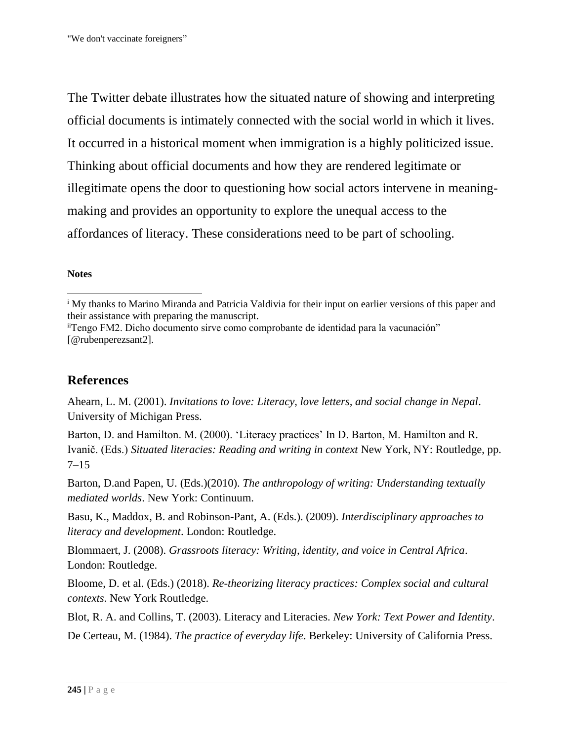The Twitter debate illustrates how the situated nature of showing and interpreting official documents is intimately connected with the social world in which it lives. It occurred in a historical moment when immigration is a highly politicized issue. Thinking about official documents and how they are rendered legitimate or illegitimate opens the door to questioning how social actors intervene in meaning-making and provides an opportunity to explore the unequal access to the affordances of literacy. These considerations need to be part of schooling.

**Notes**

[i] My thanks to Marino Miranda and Patricia Valdivia for their input on earlier versions of this paper and their assistance with preparing the manuscript.

[ii]Tengo FM2. Dicho documento sirve como comprobante de identidad para la vacunación" [@rubenperezsant2].

## References

Ahearn, L. M. (2001). *Invitations to love: Literacy, love letters, and social change in Nepal*. University of Michigan Press.

Barton, D. and Hamilton. M. (2000). 'Literacy practices' In D. Barton, M. Hamilton and R. Ivanič. (Eds.) *Situated literacies: Reading and writing in context* New York, NY: Routledge, pp. 7–15

Barton, D.and Papen, U. (Eds.)(2010). *The anthropology of writing: Understanding textually mediated worlds*. New York: Continuum.

Basu, K., Maddox, B. and Robinson-Pant, A. (Eds.). (2009). *Interdisciplinary approaches to literacy and development*. London: Routledge.

Blommaert, J. (2008). *Grassroots literacy: Writing, identity, and voice in Central Africa*. London: Routledge.

Bloome, D. et al. (Eds.) (2018). *Re-theorizing literacy practices: Complex social and cultural contexts*. New York Routledge.

Blot, R. A. and Collins, T. (2003). Literacy and Literacies. *New York: Text Power and Identity*.

De Certeau, M. (1984). *The practice of everyday life*. Berkeley: University of California Press.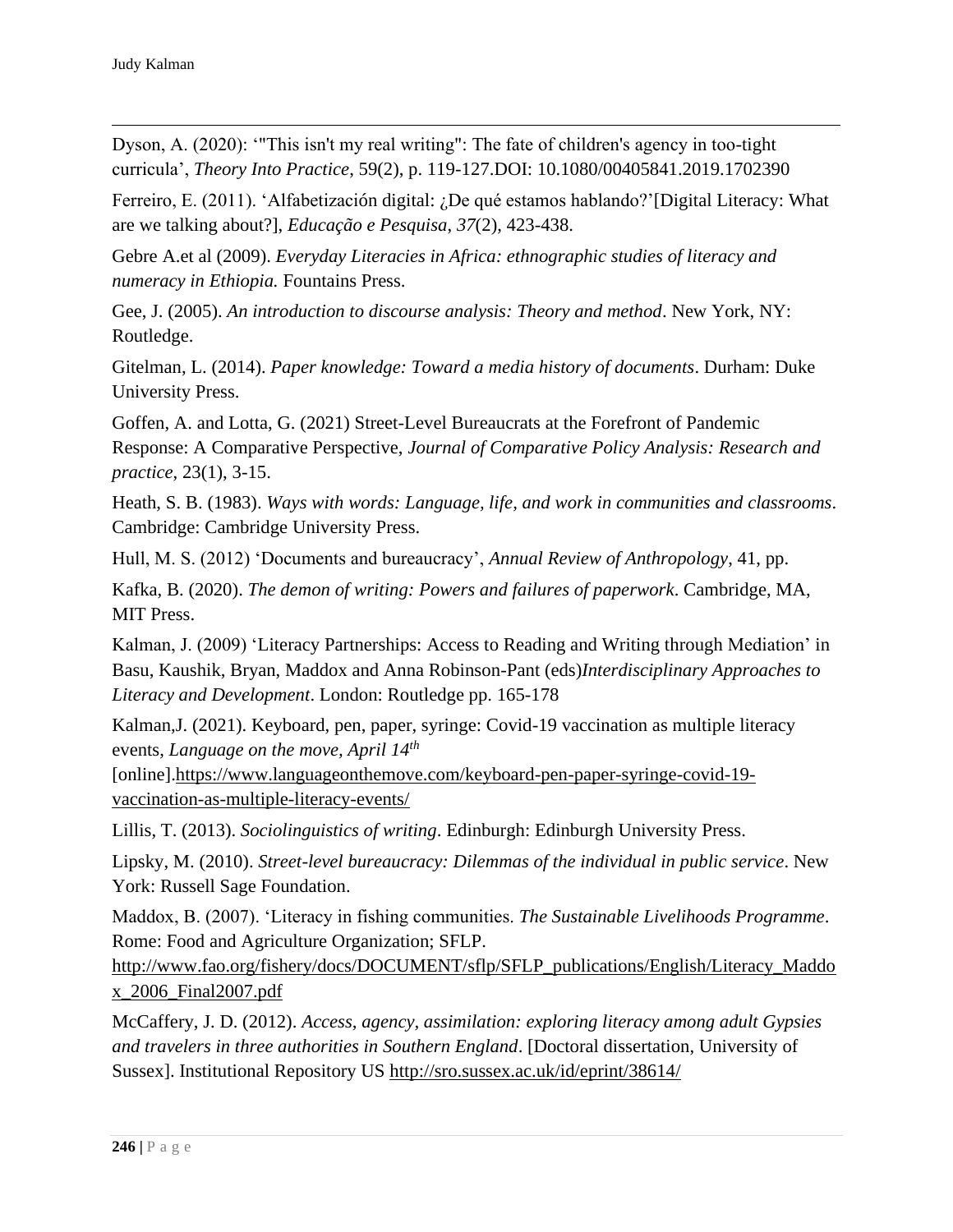Dyson, A. (2020): '"This isn't my real writing": The fate of children's agency in too-tight curricula', *Theory Into Practice*, 59(2), p. 119-127.DOI: 10.1080/00405841.2019.1702390

Ferreiro, E. (2011). 'Alfabetización digital: ¿De qué estamos hablando?'[Digital Literacy: What are we talking about?], *Educação e Pesquisa*, *37*(2), 423-438.

Gebre A.et al (2009). *Everyday Literacies in Africa: ethnographic studies of literacy and numeracy in Ethiopia.* Fountains Press.

Gee, J. (2005). *An introduction to discourse analysis: Theory and method*. New York, NY: Routledge.

Gitelman, L. (2014). *Paper knowledge: Toward a media history of documents*. Durham: Duke University Press.

Goffen, A. and Lotta, G. (2021) Street-Level Bureaucrats at the Forefront of Pandemic Response: A Comparative Perspective, *Journal of Comparative Policy Analysis: Research and practice*, 23(1), 3-15.

Heath, S. B. (1983). *Ways with words: Language, life, and work in communities and classrooms*. Cambridge: Cambridge University Press.

Hull, M. S. (2012) 'Documents and bureaucracy', *Annual Review of Anthropology*, 41, pp.

Kafka, B. (2020). *The demon of writing: Powers and failures of paperwork*. Cambridge, MA, MIT Press.

Kalman, J. (2009) 'Literacy Partnerships: Access to Reading and Writing through Mediation' in Basu, Kaushik, Bryan, Maddox and Anna Robinson-Pant (eds)*Interdisciplinary Approaches to Literacy and Development*. London: Routledge pp. 165-178

Kalman,J. (2021). Keyboard, pen, paper, syringe: Covid-19 vaccination as multiple literacy events, *Language on the move, April 14th* [online].https://www.languageonthemove.com/keyboard-pen-paper-syringe-covid-19-vaccination-as-multiple-literacy-events/

Lillis, T. (2013). *Sociolinguistics of writing*. Edinburgh: Edinburgh University Press.

Lipsky, M. (2010). *Street-level bureaucracy: Dilemmas of the individual in public service*. New York: Russell Sage Foundation.

Maddox, B. (2007). 'Literacy in fishing communities. *The Sustainable Livelihoods Programme*. Rome: Food and Agriculture Organization; SFLP. http://www.fao.org/fishery/docs/DOCUMENT/sflp/SFLP_publications/English/Literacy_Maddox_2006_Final2007.pdf

McCaffery, J. D. (2012). *Access, agency, assimilation: exploring literacy among adult Gypsies and travelers in three authorities in Southern England*. [Doctoral dissertation, University of Sussex]. Institutional Repository US http://sro.sussex.ac.uk/id/eprint/38614/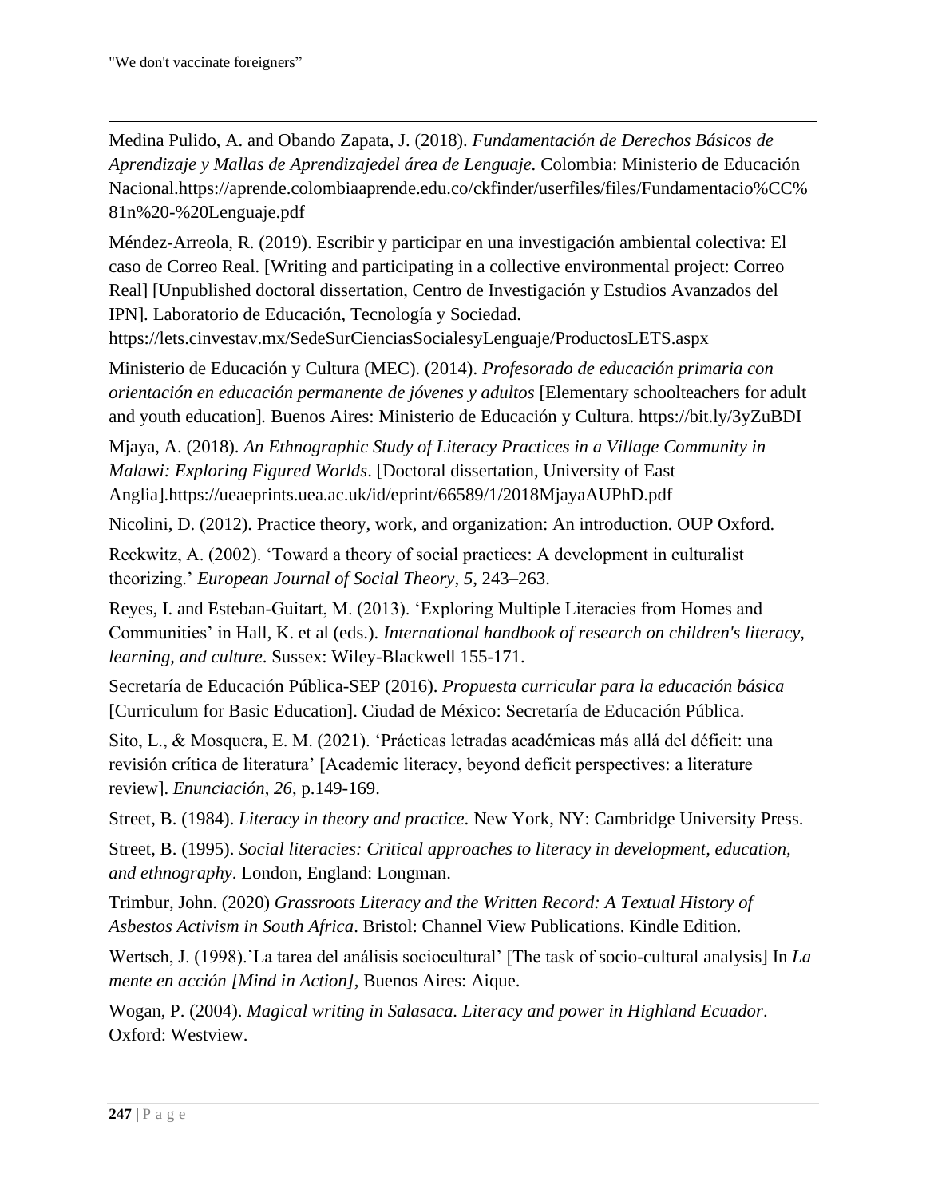Medina Pulido, A. and Obando Zapata, J. (2018). *Fundamentación de Derechos Básicos de Aprendizaje y Mallas de Aprendizajedel área de Lenguaje*. Colombia: Ministerio de Educación Nacional.https://aprende.colombiaaprende.edu.co/ckfinder/userfiles/files/Fundamentacio%CC%81n%20-%20Lenguaje.pdf

Méndez-Arreola, R. (2019). Escribir y participar en una investigación ambiental colectiva: El caso de Correo Real. [Writing and participating in a collective environmental project: Correo Real] [Unpublished doctoral dissertation, Centro de Investigación y Estudios Avanzados del IPN]. Laboratorio de Educación, Tecnología y Sociedad. https://lets.cinvestav.mx/SedeSurCienciasSocialesyLenguaje/ProductosLETS.aspx

Ministerio de Educación y Cultura (MEC). (2014). *Profesorado de educación primaria con orientación en educación permanente de jóvenes y adultos* [Elementary schoolteachers for adult and youth education]. Buenos Aires: Ministerio de Educación y Cultura. https://bit.ly/3yZuBDI

Mjaya, A. (2018). *An Ethnographic Study of Literacy Practices in a Village Community in Malawi: Exploring Figured Worlds*. [Doctoral dissertation, University of East Anglia].https://ueaeprints.uea.ac.uk/id/eprint/66589/1/2018MjayaAUPhD.pdf

Nicolini, D. (2012). Practice theory, work, and organization: An introduction. OUP Oxford.

Reckwitz, A. (2002). 'Toward a theory of social practices: A development in culturalist theorizing.' *European Journal of Social Theory*, *5*, 243–263.

Reyes, I. and Esteban-Guitart, M. (2013). 'Exploring Multiple Literacies from Homes and Communities' in Hall, K. et al (eds.). *International handbook of research on children's literacy, learning, and culture*. Sussex: Wiley-Blackwell 155-171.

Secretaría de Educación Pública-SEP (2016). *Propuesta curricular para la educación básica* [Curriculum for Basic Education]. Ciudad de México: Secretaría de Educación Pública.

Sito, L., & Mosquera, E. M. (2021). 'Prácticas letradas académicas más allá del déficit: una revisión crítica de literatura' [Academic literacy, beyond deficit perspectives: a literature review]. *Enunciación*, *26*, p.149-169.

Street, B. (1984). *Literacy in theory and practice*. New York, NY: Cambridge University Press.

Street, B. (1995). *Social literacies: Critical approaches to literacy in development, education, and ethnography*. London, England: Longman.

Trimbur, John. (2020) *Grassroots Literacy and the Written Record: A Textual History of Asbestos Activism in South Africa*. Bristol: Channel View Publications. Kindle Edition.

Wertsch, J. (1998).'La tarea del análisis sociocultural' [The task of socio-cultural analysis] In *La mente en acción [Mind in Action]*, Buenos Aires: Aique.

Wogan, P. (2004). *Magical writing in Salasaca. Literacy and power in Highland Ecuador*. Oxford: Westview.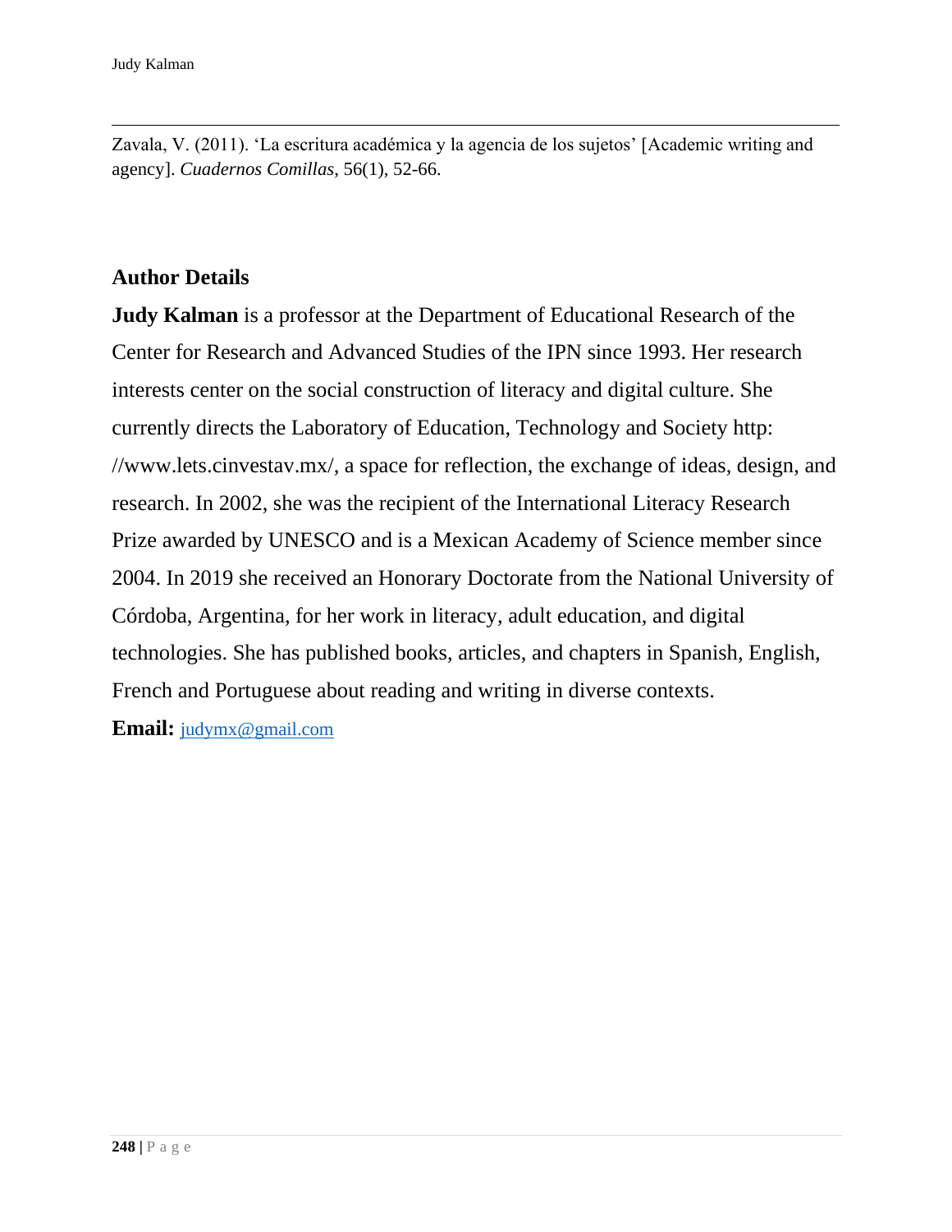Zavala, V. (2011). ‘La escritura académica y la agencia de los sujetos’ [Academic writing and agency]. *Cuadernos Comillas*, 56(1), 52-66.

## Author Details

**Judy Kalman** is a professor at the Department of Educational Research of the Center for Research and Advanced Studies of the IPN since 1993. Her research interests center on the social construction of literacy and digital culture. She currently directs the Laboratory of Education, Technology and Society http: //www.lets.cinvestav.mx/, a space for reflection, the exchange of ideas, design, and research. In 2002, she was the recipient of the International Literacy Research Prize awarded by UNESCO and is a Mexican Academy of Science member since 2004. In 2019 she received an Honorary Doctorate from the National University of Córdoba, Argentina, for her work in literacy, adult education, and digital technologies. She has published books, articles, and chapters in Spanish, English, French and Portuguese about reading and writing in diverse contexts.

**Email:** judymx@gmail.com